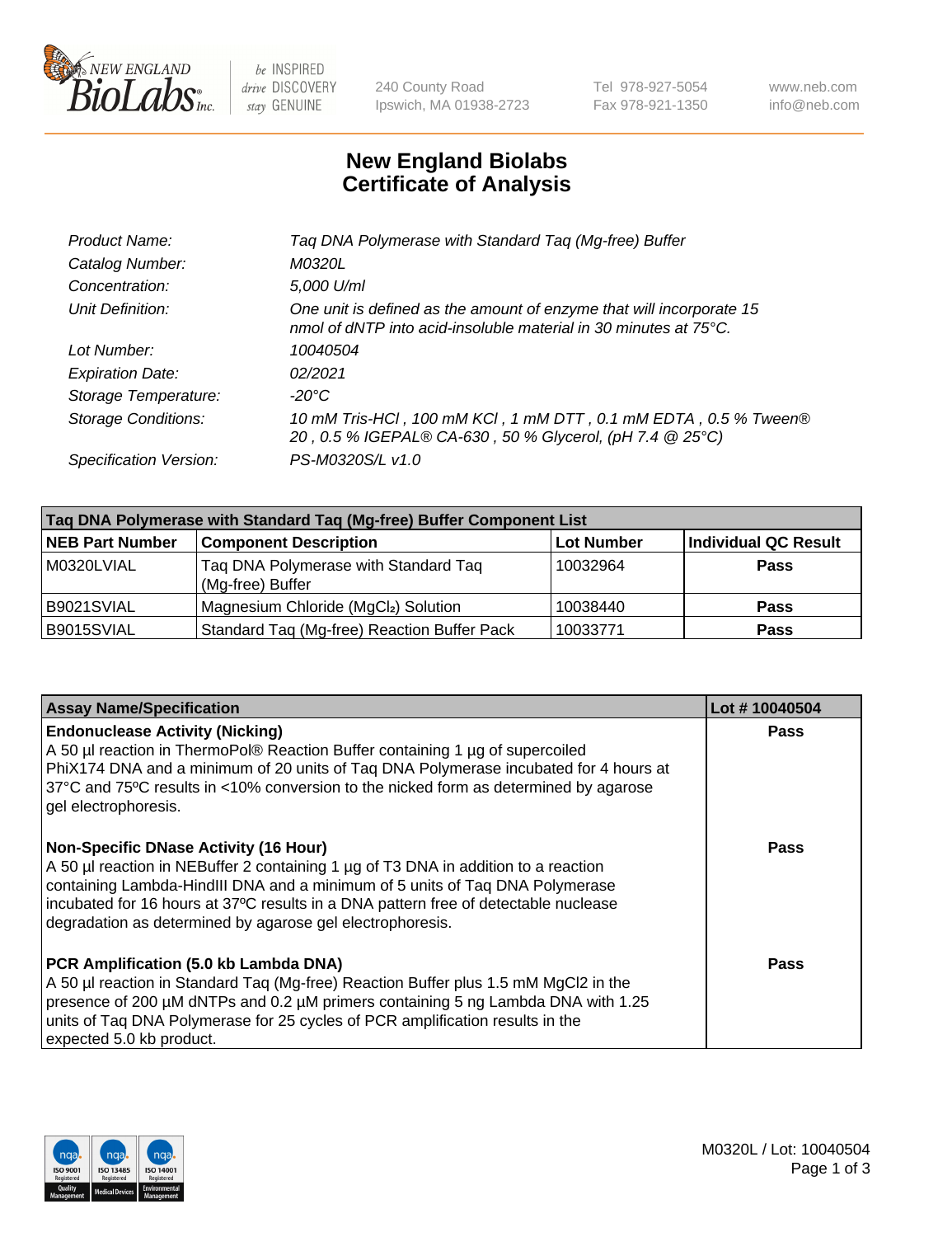New England Biolabs — be INSPIRED drive DISCOVERY stay GENUINE

240 County Road
Ipswich, MA 01938-2723

Tel 978-927-5054
Fax 978-921-1350

www.neb.com
info@neb.com

# New England Biolabs
# Certificate of Analysis

| | |
|---|---|
| *Product Name:* | *Taq DNA Polymerase with Standard Taq (Mg-free) Buffer* |
| *Catalog Number:* | *M0320L* |
| *Concentration:* | *5,000 U/ml* |
| *Unit Definition:* | *One unit is defined as the amount of enzyme that will incorporate 15 nmol of dNTP into acid-insoluble material in 30 minutes at 75°C.* |
| *Lot Number:* | *10040504* |
| *Expiration Date:* | *02/2021* |
| *Storage Temperature:* | *-20°C* |
| *Storage Conditions:* | *10 mM Tris-HCl , 100 mM KCl , 1 mM DTT , 0.1 mM EDTA , 0.5 % Tween® 20 , 0.5 % IGEPAL® CA-630 , 50 % Glycerol, (pH 7.4 @ 25°C)* |
| *Specification Version:* | *PS-M0320S/L v1.0* |

| Taq DNA Polymerase with Standard Taq (Mg-free) Buffer Component List | | | |
|---|---|---|---|
| **NEB Part Number** | **Component Description** | **Lot Number** | **Individual QC Result** |
| M0320LVIAL | Taq DNA Polymerase with Standard Taq (Mg-free) Buffer | 10032964 | **Pass** |
| B9021SVIAL | Magnesium Chloride ($MgCl_2$) Solution | 10038440 | **Pass** |
| B9015SVIAL | Standard Taq (Mg-free) Reaction Buffer Pack | 10033771 | **Pass** |

| Assay Name/Specification | Lot # 10040504 |
|---|---|
| **Endonuclease Activity (Nicking)**<br>A 50 µl reaction in ThermoPol® Reaction Buffer containing 1 µg of supercoiled PhiX174 DNA and a minimum of 20 units of Taq DNA Polymerase incubated for 4 hours at 37°C and 75ºC results in <10% conversion to the nicked form as determined by agarose gel electrophoresis. | **Pass** |
| **Non-Specific DNase Activity (16 Hour)**<br>A 50 µl reaction in NEBuffer 2 containing 1 µg of T3 DNA in addition to a reaction containing Lambda-HindIII DNA and a minimum of 5 units of Taq DNA Polymerase incubated for 16 hours at 37ºC results in a DNA pattern free of detectable nuclease degradation as determined by agarose gel electrophoresis. | **Pass** |
| **PCR Amplification (5.0 kb Lambda DNA)**<br>A 50 µl reaction in Standard Taq (Mg-free) Reaction Buffer plus 1.5 mM $MgCl_2$ in the presence of 200 µM dNTPs and 0.2 µM primers containing 5 ng Lambda DNA with 1.25 units of Taq DNA Polymerase for 25 cycles of PCR amplification results in the expected 5.0 kb product. | **Pass** |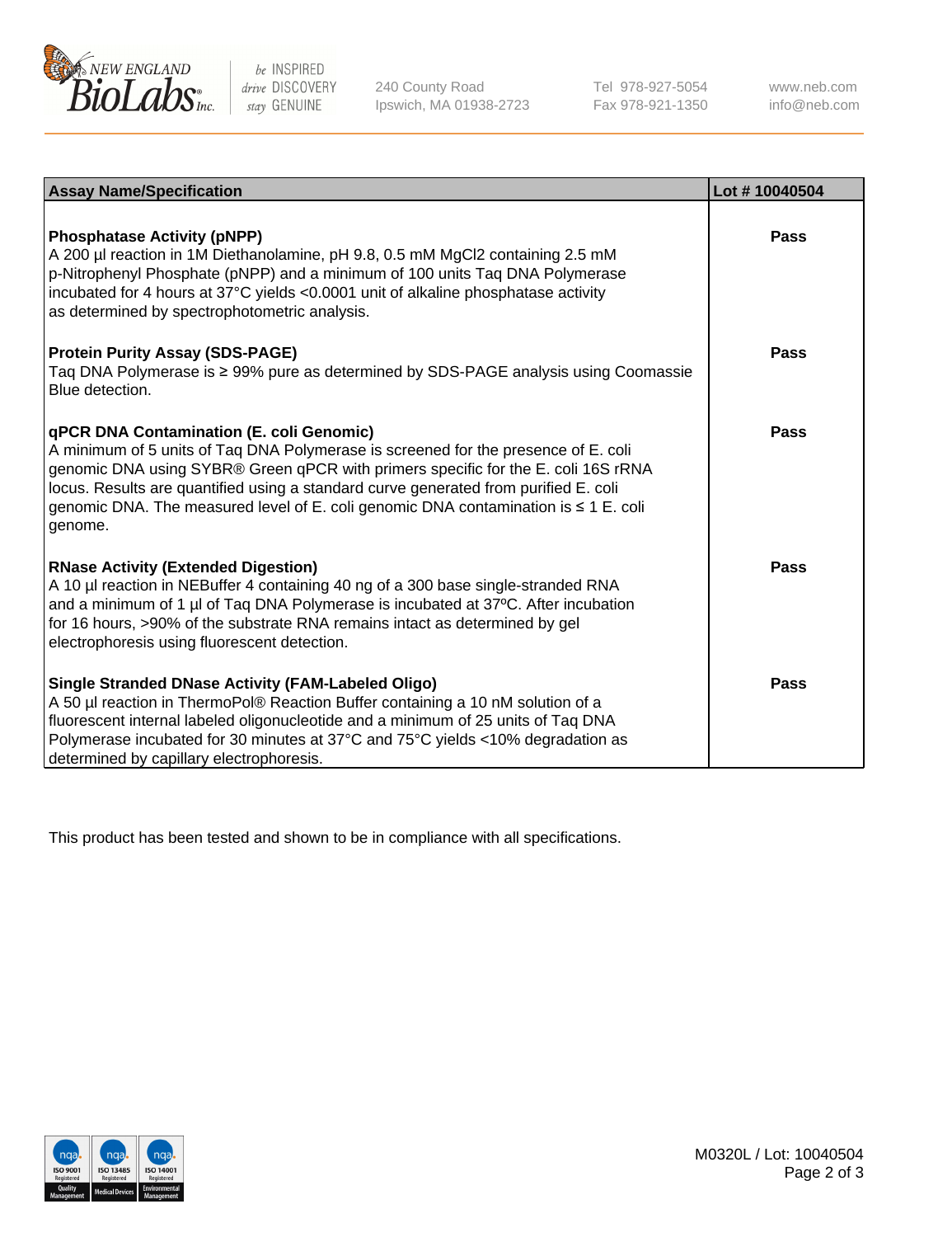| Assay Name/Specification | Lot # 10040504 |
|---|---|
| **Phosphatase Activity (pNPP)**<br>A 200 µl reaction in 1M Diethanolamine, pH 9.8, 0.5 mM $MgCl_2$ containing 2.5 mM p-Nitrophenyl Phosphate (pNPP) and a minimum of 100 units Taq DNA Polymerase incubated for 4 hours at 37°C yields <0.0001 unit of alkaline phosphatase activity as determined by spectrophotometric analysis. | Pass |
| **Protein Purity Assay (SDS-PAGE)**<br>Taq DNA Polymerase is ≥ 99% pure as determined by SDS-PAGE analysis using Coomassie Blue detection. | Pass |
| **qPCR DNA Contamination (E. coli Genomic)**<br>A minimum of 5 units of Taq DNA Polymerase is screened for the presence of E. coli genomic DNA using SYBR® Green qPCR with primers specific for the E. coli 16S rRNA locus. Results are quantified using a standard curve generated from purified E. coli genomic DNA. The measured level of E. coli genomic DNA contamination is ≤ 1 E. coli genome. | Pass |
| **RNase Activity (Extended Digestion)**<br>A 10 µl reaction in NEBuffer 4 containing 40 ng of a 300 base single-stranded RNA and a minimum of 1 µl of Taq DNA Polymerase is incubated at 37ºC. After incubation for 16 hours, >90% of the substrate RNA remains intact as determined by gel electrophoresis using fluorescent detection. | Pass |
| **Single Stranded DNase Activity (FAM-Labeled Oligo)**<br>A 50 µl reaction in ThermoPol® Reaction Buffer containing a 10 nM solution of a fluorescent internal labeled oligonucleotide and a minimum of 25 units of Taq DNA Polymerase incubated for 30 minutes at 37°C and 75°C yields <10% degradation as determined by capillary electrophoresis. | Pass |

This product has been tested and shown to be in compliance with all specifications.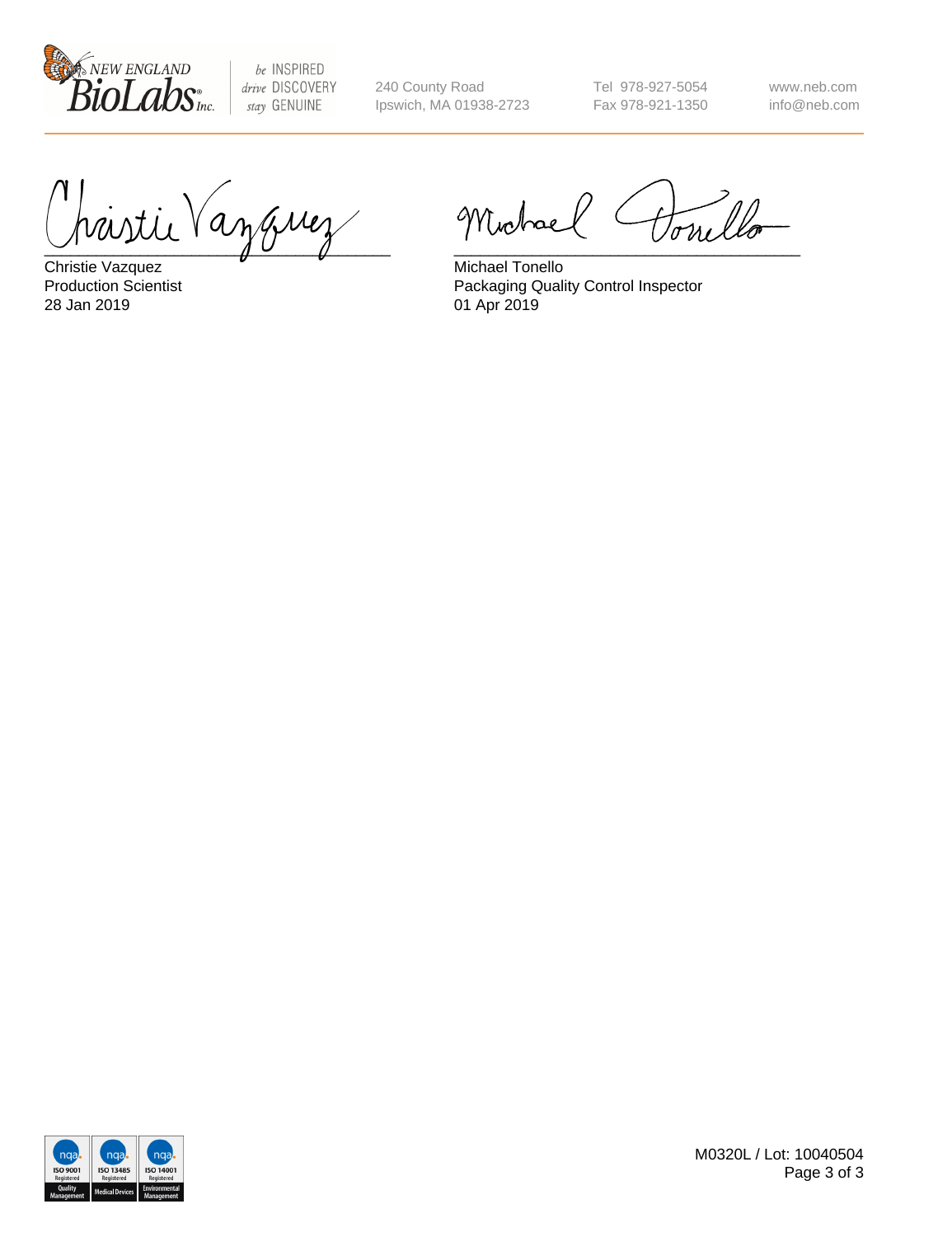Christie Vazquez
Production Scientist
28 Jan 2019

Michael Tonello
Packaging Quality Control Inspector
01 Apr 2019

M0320L / Lot: 10040504